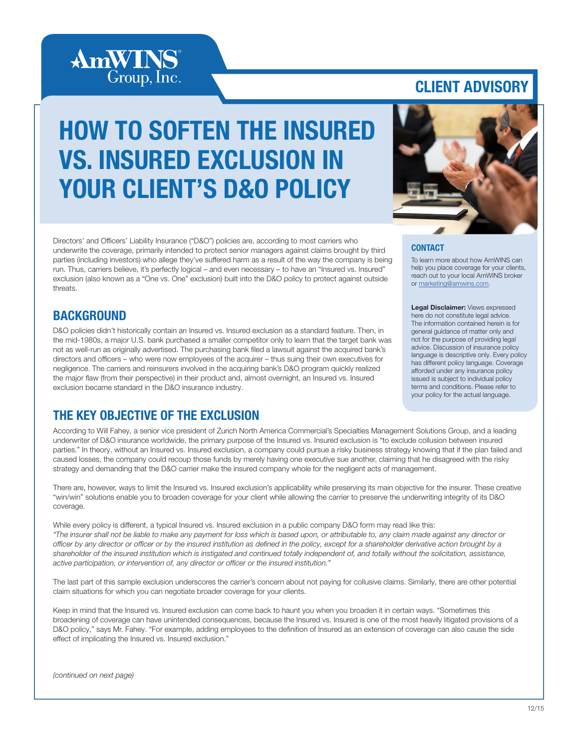AmWINS Group, Inc.

CLIENT ADVISORY

# HOW TO SOFTEN THE INSURED VS. INSURED EXCLUSION IN YOUR CLIENT'S D&O POLICY

Directors' and Officers' Liability Insurance ("D&O") policies are, according to most carriers who underwrite the coverage, primarily intended to protect senior managers against claims brought by third parties (including investors) who allege they've suffered harm as a result of the way the company is being run. Thus, carriers believe, it's perfectly logical – and even necessary – to have an "Insured vs. Insured" exclusion (also known as a "One vs. One" exclusion) built into the D&O policy to protect against outside threats.

## BACKGROUND

D&O policies didn't historically contain an Insured vs. Insured exclusion as a standard feature. Then, in the mid-1980s, a major U.S. bank purchased a smaller competitor only to learn that the target bank was not as well-run as originally advertised. The purchasing bank filed a lawsuit against the acquired bank's directors and officers – who were now employees of the acquirer – thus suing their own executives for negligence. The carriers and reinsurers involved in the acquiring bank's D&O program quickly realized the major flaw (from their perspective) in their product and, almost overnight, an Insured vs. Insured exclusion became standard in the D&O insurance industry.

### CONTACT

To learn more about how AmWINS can help you place coverage for your clients, reach out to your local AmWINS broker or marketing@amwins.com.

**Legal Disclaimer:** Views expressed here do not constitute legal advice. The information contained herein is for general guidance of matter only and not for the purpose of providing legal advice. Discussion of insurance policy language is descriptive only. Every policy has different policy language. Coverage afforded under any insurance policy issued is subject to individual policy terms and conditions. Please refer to your policy for the actual language.

## THE KEY OBJECTIVE OF THE EXCLUSION

According to Will Fahey, a senior vice president of Zurich North America Commercial's Specialties Management Solutions Group, and a leading underwriter of D&O insurance worldwide, the primary purpose of the Insured vs. Insured exclusion is "to exclude collusion between insured parties." In theory, without an Insured vs. Insured exclusion, a company could pursue a risky business strategy knowing that if the plan failed and caused losses, the company could recoup those funds by merely having one executive sue another, claiming that he disagreed with the risky strategy and demanding that the D&O carrier make the insured company whole for the negligent acts of management.

There are, however, ways to limit the Insured vs. Insured exclusion's applicability while preserving its main objective for the insurer. These creative "win/win" solutions enable you to broaden coverage for your client while allowing the carrier to preserve the underwriting integrity of its D&O coverage.

While every policy is different, a typical Insured vs. Insured exclusion in a public company D&O form may read like this:
*"The insurer shall not be liable to make any payment for loss which is based upon, or attributable to, any claim made against any director or officer by any director or officer or by the insured institution as defined in the policy, except for a shareholder derivative action brought by a shareholder of the insured institution which is instigated and continued totally independent of, and totally without the solicitation, assistance, active participation, or intervention of, any director or officer or the insured institution."*

The last part of this sample exclusion underscores the carrier's concern about not paying for collusive claims. Similarly, there are other potential claim situations for which you can negotiate broader coverage for your clients.

Keep in mind that the Insured vs. Insured exclusion can come back to haunt you when you broaden it in certain ways. "Sometimes this broadening of coverage can have unintended consequences, because the Insured vs. Insured is one of the most heavily litigated provisions of a D&O policy," says Mr. Fahey. "For example, adding employees to the definition of Insured as an extension of coverage can also cause the side effect of implicating the Insured vs. Insured exclusion."

*(continued on next page)*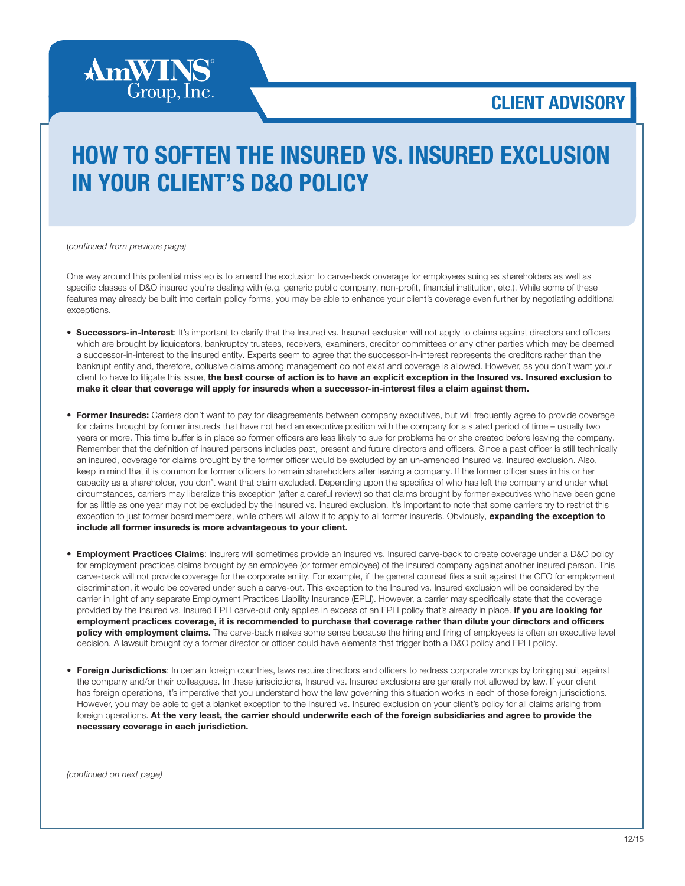# HOW TO SOFTEN THE INSURED VS. INSURED EXCLUSION IN YOUR CLIENT'S D&O POLICY

*(continued from previous page)*

One way around this potential misstep is to amend the exclusion to carve-back coverage for employees suing as shareholders as well as specific classes of D&O insured you're dealing with (e.g. generic public company, non-profit, financial institution, etc.). While some of these features may already be built into certain policy forms, you may be able to enhance your client's coverage even further by negotiating additional exceptions.

- **Successors-in-Interest**: It's important to clarify that the Insured vs. Insured exclusion will not apply to claims against directors and officers which are brought by liquidators, bankruptcy trustees, receivers, examiners, creditor committees or any other parties which may be deemed a successor-in-interest to the insured entity. Experts seem to agree that the successor-in-interest represents the creditors rather than the bankrupt entity and, therefore, collusive claims among management do not exist and coverage is allowed. However, as you don't want your client to have to litigate this issue, **the best course of action is to have an explicit exception in the Insured vs. Insured exclusion to make it clear that coverage will apply for insureds when a successor-in-interest files a claim against them.**

- **Former Insureds:** Carriers don't want to pay for disagreements between company executives, but will frequently agree to provide coverage for claims brought by former insureds that have not held an executive position with the company for a stated period of time – usually two years or more. This time buffer is in place so former officers are less likely to sue for problems he or she created before leaving the company. Remember that the definition of insured persons includes past, present and future directors and officers. Since a past officer is still technically an insured, coverage for claims brought by the former officer would be excluded by an un-amended Insured vs. Insured exclusion. Also, keep in mind that it is common for former officers to remain shareholders after leaving a company. If the former officer sues in his or her capacity as a shareholder, you don't want that claim excluded. Depending upon the specifics of who has left the company and under what circumstances, carriers may liberalize this exception (after a careful review) so that claims brought by former executives who have been gone for as little as one year may not be excluded by the Insured vs. Insured exclusion. It's important to note that some carriers try to restrict this exception to just former board members, while others will allow it to apply to all former insureds. Obviously, **expanding the exception to include all former insureds is more advantageous to your client.**

- **Employment Practices Claims**: Insurers will sometimes provide an Insured vs. Insured carve-back to create coverage under a D&O policy for employment practices claims brought by an employee (or former employee) of the insured company against another insured person. This carve-back will not provide coverage for the corporate entity. For example, if the general counsel files a suit against the CEO for employment discrimination, it would be covered under such a carve-out. This exception to the Insured vs. Insured exclusion will be considered by the carrier in light of any separate Employment Practices Liability Insurance (EPLI). However, a carrier may specifically state that the coverage provided by the Insured vs. Insured EPLI carve-out only applies in excess of an EPLI policy that's already in place. **If you are looking for employment practices coverage, it is recommended to purchase that coverage rather than dilute your directors and officers policy with employment claims.** The carve-back makes some sense because the hiring and firing of employees is often an executive level decision. A lawsuit brought by a former director or officer could have elements that trigger both a D&O policy and EPLI policy.

- **Foreign Jurisdictions**: In certain foreign countries, laws require directors and officers to redress corporate wrongs by bringing suit against the company and/or their colleagues. In these jurisdictions, Insured vs. Insured exclusions are generally not allowed by law. If your client has foreign operations, it's imperative that you understand how the law governing this situation works in each of those foreign jurisdictions. However, you may be able to get a blanket exception to the Insured vs. Insured exclusion on your client's policy for all claims arising from foreign operations. **At the very least, the carrier should underwrite each of the foreign subsidiaries and agree to provide the necessary coverage in each jurisdiction.**

*(continued on next page)*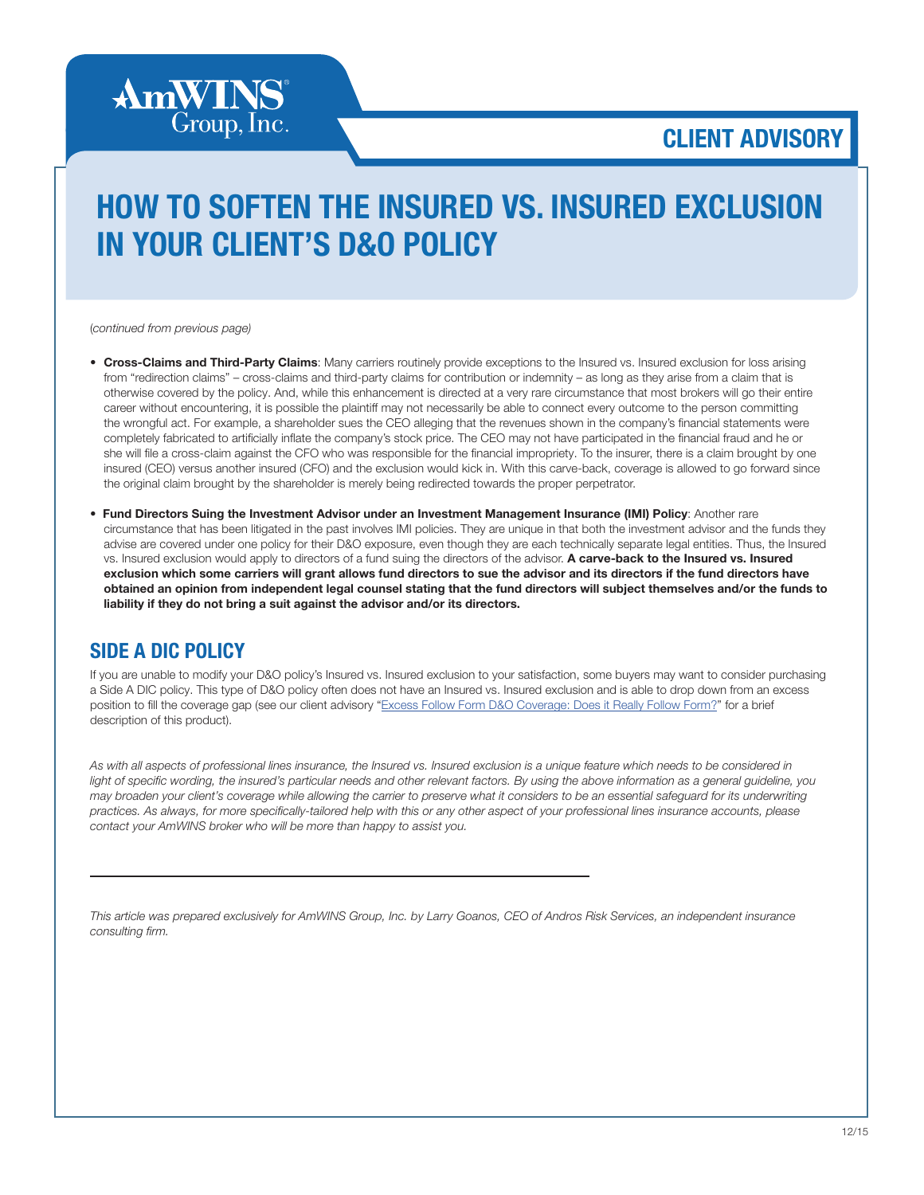# HOW TO SOFTEN THE INSURED VS. INSURED EXCLUSION IN YOUR CLIENT'S D&O POLICY

(*continued from previous page*)

- **Cross-Claims and Third-Party Claims**: Many carriers routinely provide exceptions to the Insured vs. Insured exclusion for loss arising from "redirection claims" – cross-claims and third-party claims for contribution or indemnity – as long as they arise from a claim that is otherwise covered by the policy. And, while this enhancement is directed at a very rare circumstance that most brokers will go their entire career without encountering, it is possible the plaintiff may not necessarily be able to connect every outcome to the person committing the wrongful act. For example, a shareholder sues the CEO alleging that the revenues shown in the company's financial statements were completely fabricated to artificially inflate the company's stock price. The CEO may not have participated in the financial fraud and he or she will file a cross-claim against the CFO who was responsible for the financial impropriety. To the insurer, there is a claim brought by one insured (CEO) versus another insured (CFO) and the exclusion would kick in. With this carve-back, coverage is allowed to go forward since the original claim brought by the shareholder is merely being redirected towards the proper perpetrator.
- **Fund Directors Suing the Investment Advisor under an Investment Management Insurance (IMI) Policy**: Another rare circumstance that has been litigated in the past involves IMI policies. They are unique in that both the investment advisor and the funds they advise are covered under one policy for their D&O exposure, even though they are each technically separate legal entities. Thus, the Insured vs. Insured exclusion would apply to directors of a fund suing the directors of the advisor. **A carve-back to the Insured vs. Insured exclusion which some carriers will grant allows fund directors to sue the advisor and its directors if the fund directors have obtained an opinion from independent legal counsel stating that the fund directors will subject themselves and/or the funds to liability if they do not bring a suit against the advisor and/or its directors.**

## SIDE A DIC POLICY

If you are unable to modify your D&O policy's Insured vs. Insured exclusion to your satisfaction, some buyers may want to consider purchasing a Side A DIC policy. This type of D&O policy often does not have an Insured vs. Insured exclusion and is able to drop down from an excess position to fill the coverage gap (see our client advisory "Excess Follow Form D&O Coverage: Does it Really Follow Form?" for a brief description of this product).

*As with all aspects of professional lines insurance, the Insured vs. Insured exclusion is a unique feature which needs to be considered in light of specific wording, the insured's particular needs and other relevant factors. By using the above information as a general guideline, you may broaden your client's coverage while allowing the carrier to preserve what it considers to be an essential safeguard for its underwriting practices. As always, for more specifically-tailored help with this or any other aspect of your professional lines insurance accounts, please contact your AmWINS broker who will be more than happy to assist you.*

---

*This article was prepared exclusively for AmWINS Group, Inc. by Larry Goanos, CEO of Andros Risk Services, an independent insurance consulting firm.*

12/15